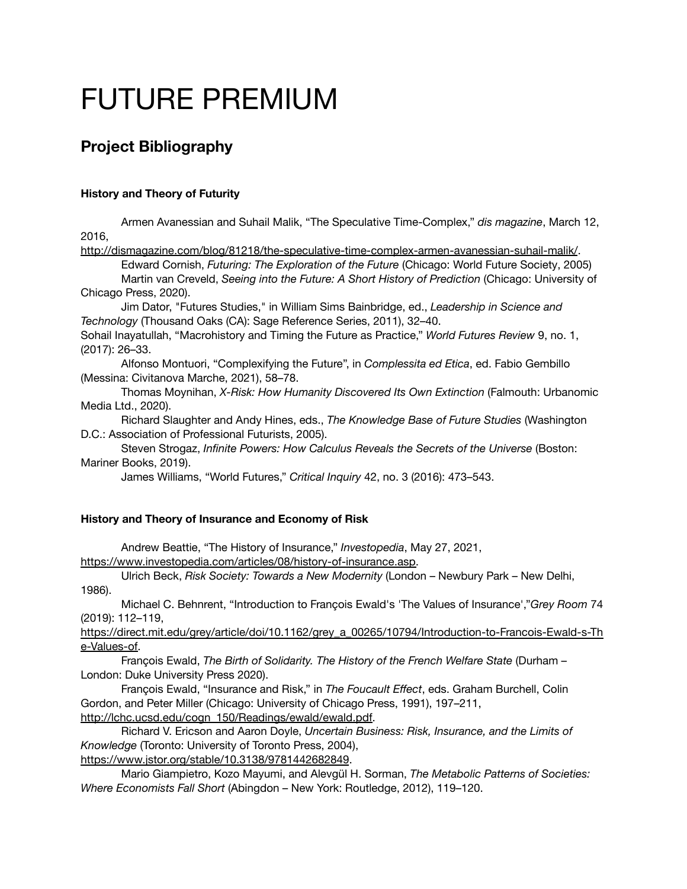# FUTURE PREMIUM

## Project Bibliography

### History and Theory of Futurity

Armen Avanessian and Suhail Malik, "The Speculative Time-Complex," *dis magazine*, March 12, 2016, http://dismagazine.com/blog/81218/the-speculative-time-complex-armen-avanessian-suhail-malik/.

Edward Cornish, *Futuring: The Exploration of the Future* (Chicago: World Future Society, 2005)

Martin van Creveld, *Seeing into the Future: A Short History of Prediction* (Chicago: University of Chicago Press, 2020).

Jim Dator, "Futures Studies," in William Sims Bainbridge, ed., *Leadership in Science and Technology* (Thousand Oaks (CA): Sage Reference Series, 2011), 32–40.

Sohail Inayatullah, "Macrohistory and Timing the Future as Practice," *World Futures Review* 9, no. 1, (2017): 26–33.

Alfonso Montuori, "Complexifying the Future", in *Complessita ed Etica*, ed. Fabio Gembillo (Messina: Civitanova Marche, 2021), 58–78.

Thomas Moynihan, *X-Risk: How Humanity Discovered Its Own Extinction* (Falmouth: Urbanomic Media Ltd., 2020).

Richard Slaughter and Andy Hines, eds., *The Knowledge Base of Future Studies* (Washington D.C.: Association of Professional Futurists, 2005).

Steven Strogaz, *Infinite Powers: How Calculus Reveals the Secrets of the Universe* (Boston: Mariner Books, 2019).

James Williams, "World Futures," *Critical Inquiry* 42, no. 3 (2016): 473–543.

### History and Theory of Insurance and Economy of Risk

Andrew Beattie, "The History of Insurance," *Investopedia*, May 27, 2021, https://www.investopedia.com/articles/08/history-of-insurance.asp.

Ulrich Beck, *Risk Society: Towards a New Modernity* (London – Newbury Park – New Delhi, 1986).

Michael C. Behnrent, "Introduction to François Ewald's 'The Values of Insurance',"*Grey Room* 74 (2019): 112–119, https://direct.mit.edu/grey/article/doi/10.1162/grey_a_00265/10794/Introduction-to-Francois-Ewald-s-The-Values-of.

François Ewald, *The Birth of Solidarity. The History of the French Welfare State* (Durham – London: Duke University Press 2020).

François Ewald, "Insurance and Risk," in *The Foucault Effect*, eds. Graham Burchell, Colin Gordon, and Peter Miller (Chicago: University of Chicago Press, 1991), 197–211, http://lchc.ucsd.edu/cogn_150/Readings/ewald/ewald.pdf.

Richard V. Ericson and Aaron Doyle, *Uncertain Business: Risk, Insurance, and the Limits of Knowledge* (Toronto: University of Toronto Press, 2004), https://www.jstor.org/stable/10.3138/9781442682849.

Mario Giampietro, Kozo Mayumi, and Alevgül H. Sorman, *The Metabolic Patterns of Societies: Where Economists Fall Short* (Abingdon – New York: Routledge, 2012), 119–120.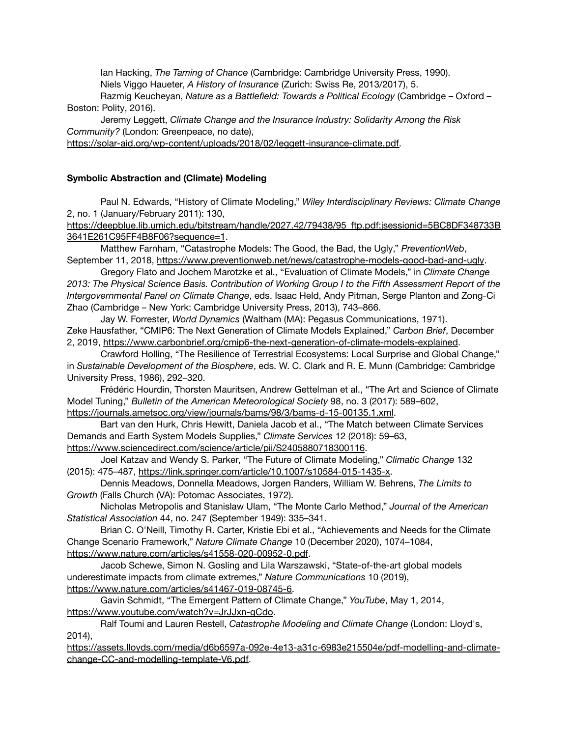Ian Hacking, *The Taming of Chance* (Cambridge: Cambridge University Press, 1990).

Niels Viggo Haueter, *A History of Insurance* (Zurich: Swiss Re, 2013/2017), 5.

Razmig Keucheyan, *Nature as a Battlefield: Towards a Political Ecology* (Cambridge – Oxford – Boston: Polity, 2016).

Jeremy Leggett, *Climate Change and the Insurance Industry: Solidarity Among the Risk Community?* (London: Greenpeace, no date), https://solar-aid.org/wp-content/uploads/2018/02/leggett-insurance-climate.pdf.

**Symbolic Abstraction and (Climate) Modeling**

Paul N. Edwards, "History of Climate Modeling," *Wiley Interdisciplinary Reviews: Climate Change* 2, no. 1 (January/February 2011): 130, https://deepblue.lib.umich.edu/bitstream/handle/2027.42/79438/95_ftp.pdf;jsessionid=5BC8DF348733B3641E261C95FF4B8F06?sequence=1.

Matthew Farnham, "Catastrophe Models: The Good, the Bad, the Ugly," *PreventionWeb*, September 11, 2018, https://www.preventionweb.net/news/catastrophe-models-good-bad-and-ugly.

Gregory Flato and Jochem Marotzke et al., "Evaluation of Climate Models," in *Climate Change 2013: The Physical Science Basis. Contribution of Working Group I to the Fifth Assessment Report of the Intergovernmental Panel on Climate Change*, eds. Isaac Held, Andy Pitman, Serge Planton and Zong-Ci Zhao (Cambridge – New York: Cambridge University Press, 2013), 743–866.

Jay W. Forrester, *World Dynamics* (Waltham (MA): Pegasus Communications, 1971).

Zeke Hausfather, "CMIP6: The Next Generation of Climate Models Explained," *Carbon Brief*, December 2, 2019, https://www.carbonbrief.org/cmip6-the-next-generation-of-climate-models-explained.

Crawford Holling, "The Resilience of Terrestrial Ecosystems: Local Surprise and Global Change," in *Sustainable Development of the Biosphere*, eds. W. C. Clark and R. E. Munn (Cambridge: Cambridge University Press, 1986), 292–320.

Frédéric Hourdin, Thorsten Mauritsen, Andrew Gettelman et al., "The Art and Science of Climate Model Tuning," *Bulletin of the American Meteorological Society* 98, no. 3 (2017): 589–602, https://journals.ametsoc.org/view/journals/bams/98/3/bams-d-15-00135.1.xml.

Bart van den Hurk, Chris Hewitt, Daniela Jacob et al., "The Match between Climate Services Demands and Earth System Models Supplies," *Climate Services* 12 (2018): 59–63, https://www.sciencedirect.com/science/article/pii/S2405880718300116.

Joel Katzav and Wendy S. Parker, "The Future of Climate Modeling," *Climatic Change* 132 (2015): 475–487, https://link.springer.com/article/10.1007/s10584-015-1435-x.

Dennis Meadows, Donnella Meadows, Jorgen Randers, William W. Behrens, *The Limits to Growth* (Falls Church (VA): Potomac Associates, 1972).

Nicholas Metropolis and Stanislaw Ulam, "The Monte Carlo Method," *Journal of the American Statistical Association* 44, no. 247 (September 1949): 335–341.

Brian C. O'Neill, Timothy R. Carter, Kristie Ebi et al., "Achievements and Needs for the Climate Change Scenario Framework," *Nature Climate Change* 10 (December 2020), 1074–1084, https://www.nature.com/articles/s41558-020-00952-0.pdf.

Jacob Schewe, Simon N. Gosling and Lila Warszawski, "State-of-the-art global models underestimate impacts from climate extremes," *Nature Communications* 10 (2019), https://www.nature.com/articles/s41467-019-08745-6.

Gavin Schmidt, "The Emergent Pattern of Climate Change," *YouTube*, May 1, 2014, https://www.youtube.com/watch?v=JrJJxn-gCdo.

Ralf Toumi and Lauren Restell, *Catastrophe Modeling and Climate Change* (London: Lloyd's, 2014), https://assets.lloyds.com/media/d6b6597a-092e-4e13-a31c-6983e215504e/pdf-modelling-and-climate-change-CC-and-modelling-template-V6.pdf.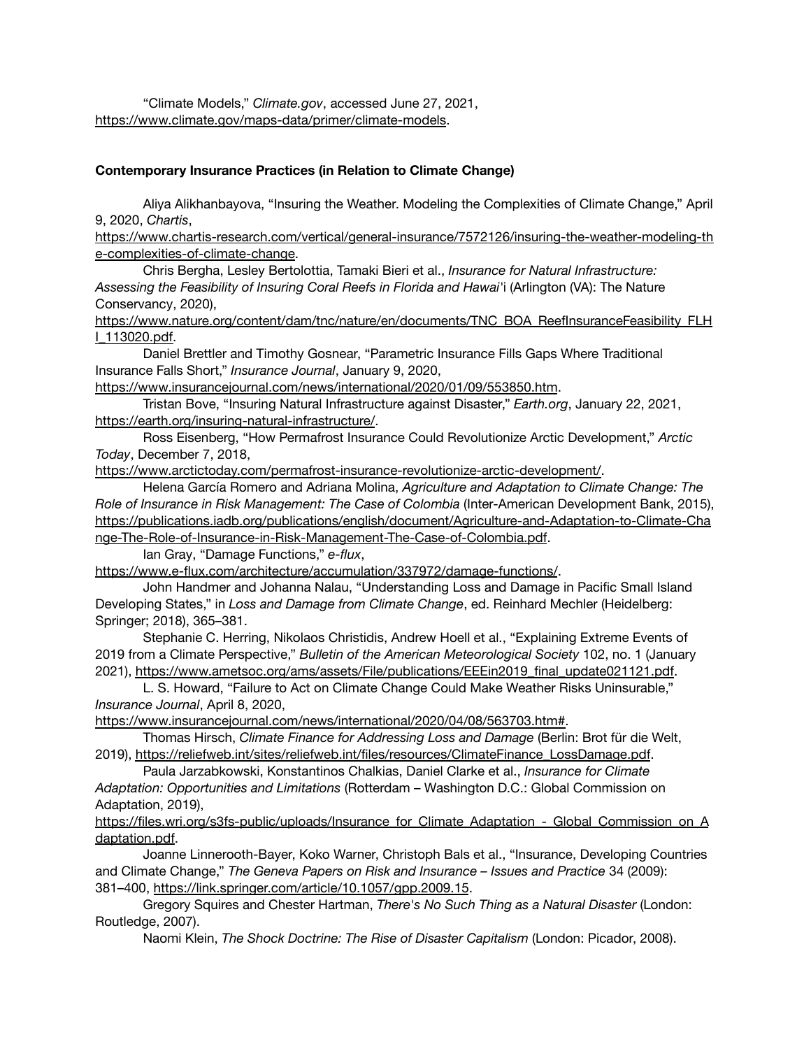"Climate Models," *Climate.gov*, accessed June 27, 2021, https://www.climate.gov/maps-data/primer/climate-models.

**Contemporary Insurance Practices (in Relation to Climate Change)**

Aliya Alikhanbayova, "Insuring the Weather. Modeling the Complexities of Climate Change," April 9, 2020, *Chartis*, https://www.chartis-research.com/vertical/general-insurance/7572126/insuring-the-weather-modeling-the-complexities-of-climate-change.

Chris Bergha, Lesley Bertolottia, Tamaki Bieri et al., *Insurance for Natural Infrastructure: Assessing the Feasibility of Insuring Coral Reefs in Florida and Hawai'i* (Arlington (VA): The Nature Conservancy, 2020), https://www.nature.org/content/dam/tnc/nature/en/documents/TNC_BOA_ReefInsuranceFeasibility_FLHI_113020.pdf.

Daniel Brettler and Timothy Gosnear, "Parametric Insurance Fills Gaps Where Traditional Insurance Falls Short," *Insurance Journal*, January 9, 2020, https://www.insurancejournal.com/news/international/2020/01/09/553850.htm.

Tristan Bove, "Insuring Natural Infrastructure against Disaster," *Earth.org*, January 22, 2021, https://earth.org/insuring-natural-infrastructure/.

Ross Eisenberg, "How Permafrost Insurance Could Revolutionize Arctic Development," *Arctic Today*, December 7, 2018, https://www.arctictoday.com/permafrost-insurance-revolutionize-arctic-development/.

Helena García Romero and Adriana Molina, *Agriculture and Adaptation to Climate Change: The Role of Insurance in Risk Management: The Case of Colombia* (Inter-American Development Bank, 2015), https://publications.iadb.org/publications/english/document/Agriculture-and-Adaptation-to-Climate-Change-The-Role-of-Insurance-in-Risk-Management-The-Case-of-Colombia.pdf.

Ian Gray, "Damage Functions," *e-flux*, https://www.e-flux.com/architecture/accumulation/337972/damage-functions/.

John Handmer and Johanna Nalau, "Understanding Loss and Damage in Pacific Small Island Developing States," in *Loss and Damage from Climate Change*, ed. Reinhard Mechler (Heidelberg: Springer; 2018), 365–381.

Stephanie C. Herring, Nikolaos Christidis, Andrew Hoell et al., "Explaining Extreme Events of 2019 from a Climate Perspective," *Bulletin of the American Meteorological Society* 102, no. 1 (January 2021), https://www.ametsoc.org/ams/assets/File/publications/EEEin2019_final_update021121.pdf.

L. S. Howard, "Failure to Act on Climate Change Could Make Weather Risks Uninsurable," *Insurance Journal*, April 8, 2020, https://www.insurancejournal.com/news/international/2020/04/08/563703.htm#.

Thomas Hirsch, *Climate Finance for Addressing Loss and Damage* (Berlin: Brot für die Welt, 2019), https://reliefweb.int/sites/reliefweb.int/files/resources/ClimateFinance_LossDamage.pdf.

Paula Jarzabkowski, Konstantinos Chalkias, Daniel Clarke et al., *Insurance for Climate Adaptation: Opportunities and Limitations* (Rotterdam – Washington D.C.: Global Commission on Adaptation, 2019), https://files.wri.org/s3fs-public/uploads/Insurance_for_Climate_Adaptation_-_Global_Commission_on_Adaptation.pdf.

Joanne Linnerooth-Bayer, Koko Warner, Christoph Bals et al., "Insurance, Developing Countries and Climate Change," *The Geneva Papers on Risk and Insurance – Issues and Practice* 34 (2009): 381–400, https://link.springer.com/article/10.1057/gpp.2009.15.

Gregory Squires and Chester Hartman, *There's No Such Thing as a Natural Disaster* (London: Routledge, 2007).

Naomi Klein, *The Shock Doctrine: The Rise of Disaster Capitalism* (London: Picador, 2008).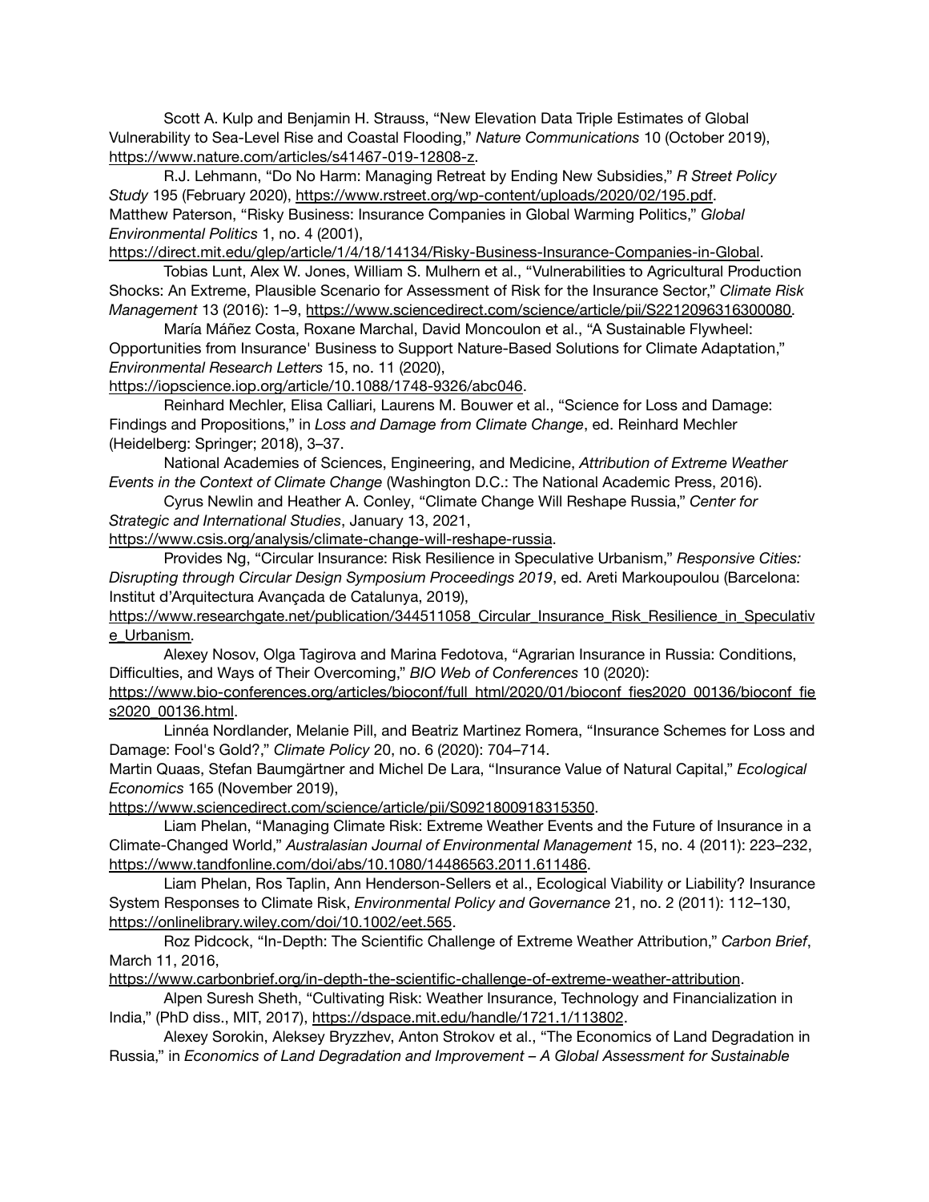Scott A. Kulp and Benjamin H. Strauss, "New Elevation Data Triple Estimates of Global Vulnerability to Sea-Level Rise and Coastal Flooding," *Nature Communications* 10 (October 2019), https://www.nature.com/articles/s41467-019-12808-z.

R.J. Lehmann, "Do No Harm: Managing Retreat by Ending New Subsidies," *R Street Policy Study* 195 (February 2020), https://www.rstreet.org/wp-content/uploads/2020/02/195.pdf.

Matthew Paterson, "Risky Business: Insurance Companies in Global Warming Politics," *Global Environmental Politics* 1, no. 4 (2001), https://direct.mit.edu/glep/article/1/4/18/14134/Risky-Business-Insurance-Companies-in-Global.

Tobias Lunt, Alex W. Jones, William S. Mulhern et al., "Vulnerabilities to Agricultural Production Shocks: An Extreme, Plausible Scenario for Assessment of Risk for the Insurance Sector," *Climate Risk Management* 13 (2016): 1–9, https://www.sciencedirect.com/science/article/pii/S2212096316300080.

María Máñez Costa, Roxane Marchal, David Moncoulon et al., "A Sustainable Flywheel: Opportunities from Insurance' Business to Support Nature-Based Solutions for Climate Adaptation," *Environmental Research Letters* 15, no. 11 (2020), https://iopscience.iop.org/article/10.1088/1748-9326/abc046.

Reinhard Mechler, Elisa Calliari, Laurens M. Bouwer et al., "Science for Loss and Damage: Findings and Propositions," in *Loss and Damage from Climate Change*, ed. Reinhard Mechler (Heidelberg: Springer; 2018), 3–37.

National Academies of Sciences, Engineering, and Medicine, *Attribution of Extreme Weather Events in the Context of Climate Change* (Washington D.C.: The National Academic Press, 2016).

Cyrus Newlin and Heather A. Conley, "Climate Change Will Reshape Russia," *Center for Strategic and International Studies*, January 13, 2021, https://www.csis.org/analysis/climate-change-will-reshape-russia.

Provides Ng, "Circular Insurance: Risk Resilience in Speculative Urbanism," *Responsive Cities: Disrupting through Circular Design Symposium Proceedings 2019*, ed. Areti Markoupoulou (Barcelona: Institut d'Arquitectura Avançada de Catalunya, 2019), https://www.researchgate.net/publication/344511058_Circular_Insurance_Risk_Resilience_in_Speculative_Urbanism.

Alexey Nosov, Olga Tagirova and Marina Fedotova, "Agrarian Insurance in Russia: Conditions, Difficulties, and Ways of Their Overcoming," *BIO Web of Conferences* 10 (2020): https://www.bio-conferences.org/articles/bioconf/full_html/2020/01/bioconf_fies2020_00136/bioconf_fies2020_00136.html.

Linnéa Nordlander, Melanie Pill, and Beatriz Martinez Romera, "Insurance Schemes for Loss and Damage: Fool's Gold?," *Climate Policy* 20, no. 6 (2020): 704–714.

Martin Quaas, Stefan Baumgärtner and Michel De Lara, "Insurance Value of Natural Capital," *Ecological Economics* 165 (November 2019), https://www.sciencedirect.com/science/article/pii/S0921800918315350.

Liam Phelan, "Managing Climate Risk: Extreme Weather Events and the Future of Insurance in a Climate-Changed World," *Australasian Journal of Environmental Management* 15, no. 4 (2011): 223–232, https://www.tandfonline.com/doi/abs/10.1080/14486563.2011.611486.

Liam Phelan, Ros Taplin, Ann Henderson-Sellers et al., Ecological Viability or Liability? Insurance System Responses to Climate Risk, *Environmental Policy and Governance* 21, no. 2 (2011): 112–130, https://onlinelibrary.wiley.com/doi/10.1002/eet.565.

Roz Pidcock, "In-Depth: The Scientific Challenge of Extreme Weather Attribution," *Carbon Brief*, March 11, 2016, https://www.carbonbrief.org/in-depth-the-scientific-challenge-of-extreme-weather-attribution.

Alpen Suresh Sheth, "Cultivating Risk: Weather Insurance, Technology and Financialization in India," (PhD diss., MIT, 2017), https://dspace.mit.edu/handle/1721.1/113802.

Alexey Sorokin, Aleksey Bryzzhev, Anton Strokov et al., "The Economics of Land Degradation in Russia," in *Economics of Land Degradation and Improvement – A Global Assessment for Sustainable*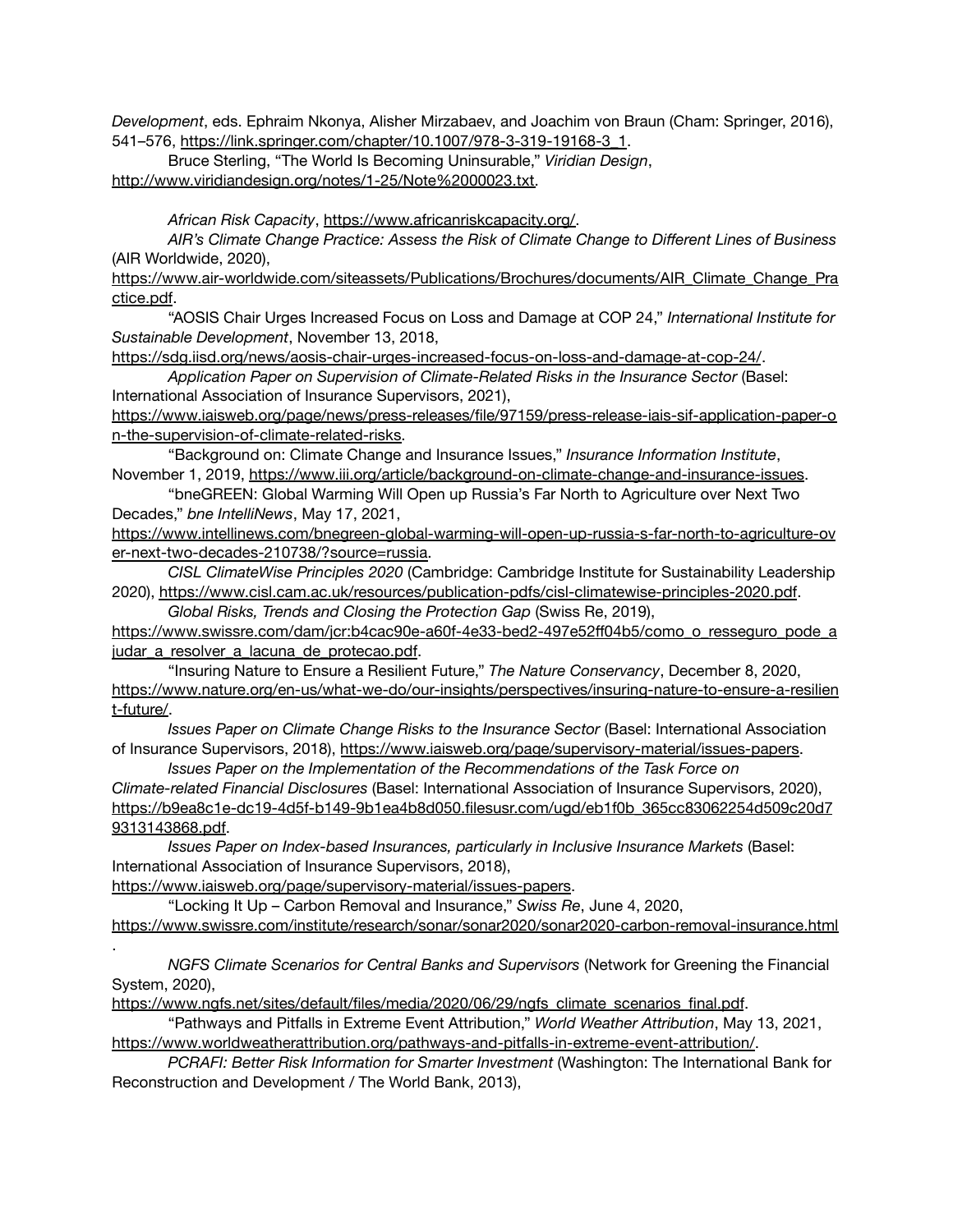*Development*, eds. Ephraim Nkonya, Alisher Mirzabaev, and Joachim von Braun (Cham: Springer, 2016), 541–576, https://link.springer.com/chapter/10.1007/978-3-319-19168-3_1.

Bruce Sterling, "The World Is Becoming Uninsurable," *Viridian Design*, http://www.viridiandesign.org/notes/1-25/Note%2000023.txt.

*African Risk Capacity*, https://www.africanriskcapacity.org/.

*AIR's Climate Change Practice: Assess the Risk of Climate Change to Different Lines of Business* (AIR Worldwide, 2020), https://www.air-worldwide.com/siteassets/Publications/Brochures/documents/AIR_Climate_Change_Practice.pdf.

"AOSIS Chair Urges Increased Focus on Loss and Damage at COP 24," *International Institute for Sustainable Development*, November 13, 2018, https://sdg.iisd.org/news/aosis-chair-urges-increased-focus-on-loss-and-damage-at-cop-24/.

*Application Paper on Supervision of Climate-Related Risks in the Insurance Sector* (Basel: International Association of Insurance Supervisors, 2021), https://www.iaisweb.org/page/news/press-releases/file/97159/press-release-iais-sif-application-paper-on-the-supervision-of-climate-related-risks.

"Background on: Climate Change and Insurance Issues," *Insurance Information Institute*, November 1, 2019, https://www.iii.org/article/background-on-climate-change-and-insurance-issues.

"bneGREEN: Global Warming Will Open up Russia's Far North to Agriculture over Next Two Decades," *bne IntelliNews*, May 17, 2021, https://www.intellinews.com/bnegreen-global-warming-will-open-up-russia-s-far-north-to-agriculture-over-next-two-decades-210738/?source=russia.

*CISL ClimateWise Principles 2020* (Cambridge: Cambridge Institute for Sustainability Leadership 2020), https://www.cisl.cam.ac.uk/resources/publication-pdfs/cisl-climatewise-principles-2020.pdf.

*Global Risks, Trends and Closing the Protection Gap* (Swiss Re, 2019), https://www.swissre.com/dam/jcr:b4cac90e-a60f-4e33-bed2-497e52ff04b5/como_o_resseguro_pode_ajudar_a_resolver_a_lacuna_de_protecao.pdf.

"Insuring Nature to Ensure a Resilient Future," *The Nature Conservancy*, December 8, 2020, https://www.nature.org/en-us/what-we-do/our-insights/perspectives/insuring-nature-to-ensure-a-resilient-future/.

*Issues Paper on Climate Change Risks to the Insurance Sector* (Basel: International Association of Insurance Supervisors, 2018), https://www.iaisweb.org/page/supervisory-material/issues-papers.

*Issues Paper on the Implementation of the Recommendations of the Task Force on Climate-related Financial Disclosures* (Basel: International Association of Insurance Supervisors, 2020), https://b9ea8c1e-dc19-4d5f-b149-9b1ea4b8d050.filesusr.com/ugd/eb1f0b_365cc83062254d509c20d79313143868.pdf.

*Issues Paper on Index-based Insurances, particularly in Inclusive Insurance Markets* (Basel: International Association of Insurance Supervisors, 2018), https://www.iaisweb.org/page/supervisory-material/issues-papers.

"Locking It Up – Carbon Removal and Insurance," *Swiss Re*, June 4, 2020, https://www.swissre.com/institute/research/sonar/sonar2020/sonar2020-carbon-removal-insurance.html.

*NGFS Climate Scenarios for Central Banks and Supervisors* (Network for Greening the Financial System, 2020), https://www.ngfs.net/sites/default/files/media/2020/06/29/ngfs_climate_scenarios_final.pdf.

"Pathways and Pitfalls in Extreme Event Attribution," *World Weather Attribution*, May 13, 2021, https://www.worldweatherattribution.org/pathways-and-pitfalls-in-extreme-event-attribution/.

*PCRAFI: Better Risk Information for Smarter Investment* (Washington: The International Bank for Reconstruction and Development / The World Bank, 2013),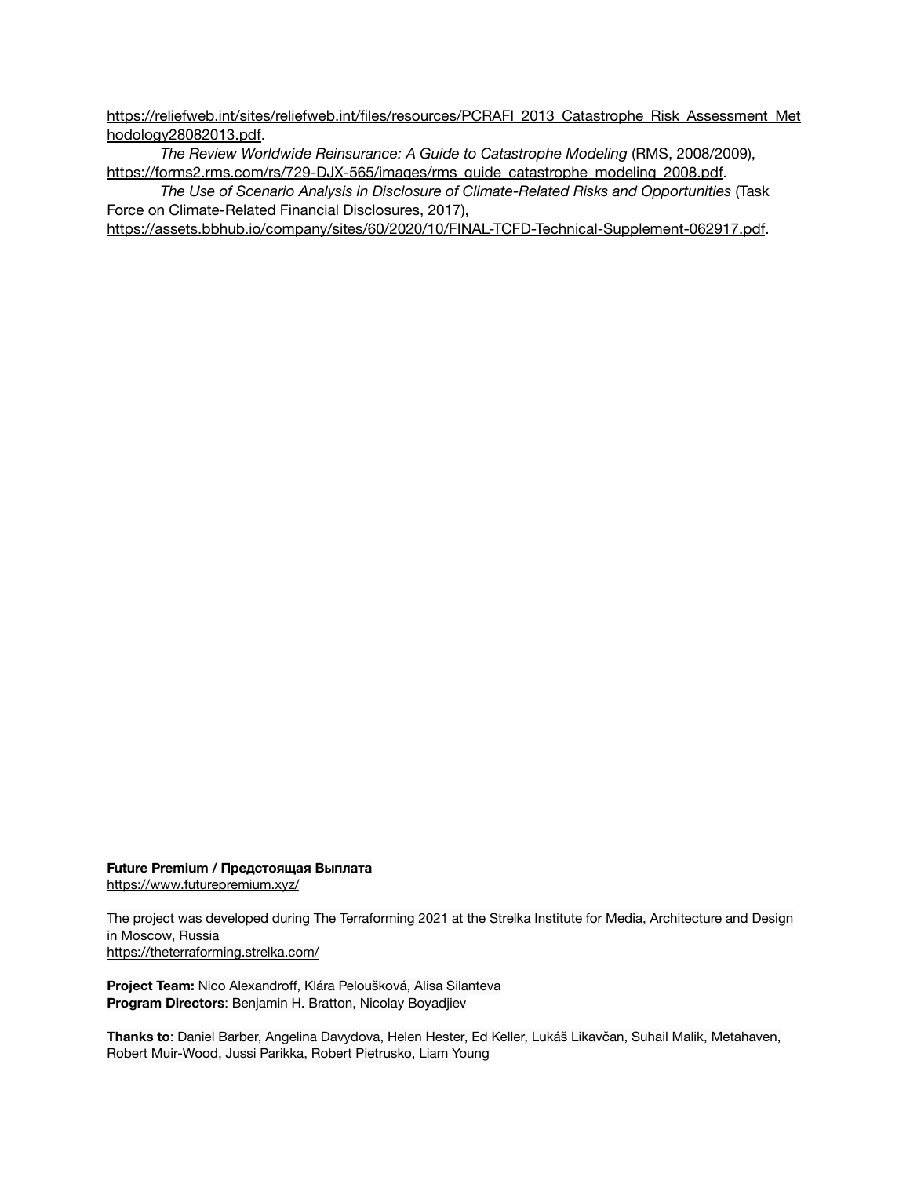https://reliefweb.int/sites/reliefweb.int/files/resources/PCRAFI_2013_Catastrophe_Risk_Assessment_Methodology28082013.pdf.

*The Review Worldwide Reinsurance: A Guide to Catastrophe Modeling* (RMS, 2008/2009), https://forms2.rms.com/rs/729-DJX-565/images/rms_guide_catastrophe_modeling_2008.pdf.

*The Use of Scenario Analysis in Disclosure of Climate-Related Risks and Opportunities* (Task Force on Climate-Related Financial Disclosures, 2017), https://assets.bbhub.io/company/sites/60/2020/10/FINAL-TCFD-Technical-Supplement-062917.pdf.

**Future Premium / Предстоящая Выплата**
https://www.futurepremium.xyz/

The project was developed during The Terraforming 2021 at the Strelka Institute for Media, Architecture and Design in Moscow, Russia
https://theterraforming.strelka.com/

**Project Team:** Nico Alexandroff, Klára Peloušková, Alisa Silanteva
**Program Directors**: Benjamin H. Bratton, Nicolay Boyadjiev

**Thanks to**: Daniel Barber, Angelina Davydova, Helen Hester, Ed Keller, Lukáš Likavčan, Suhail Malik, Metahaven, Robert Muir-Wood, Jussi Parikka, Robert Pietrusko, Liam Young